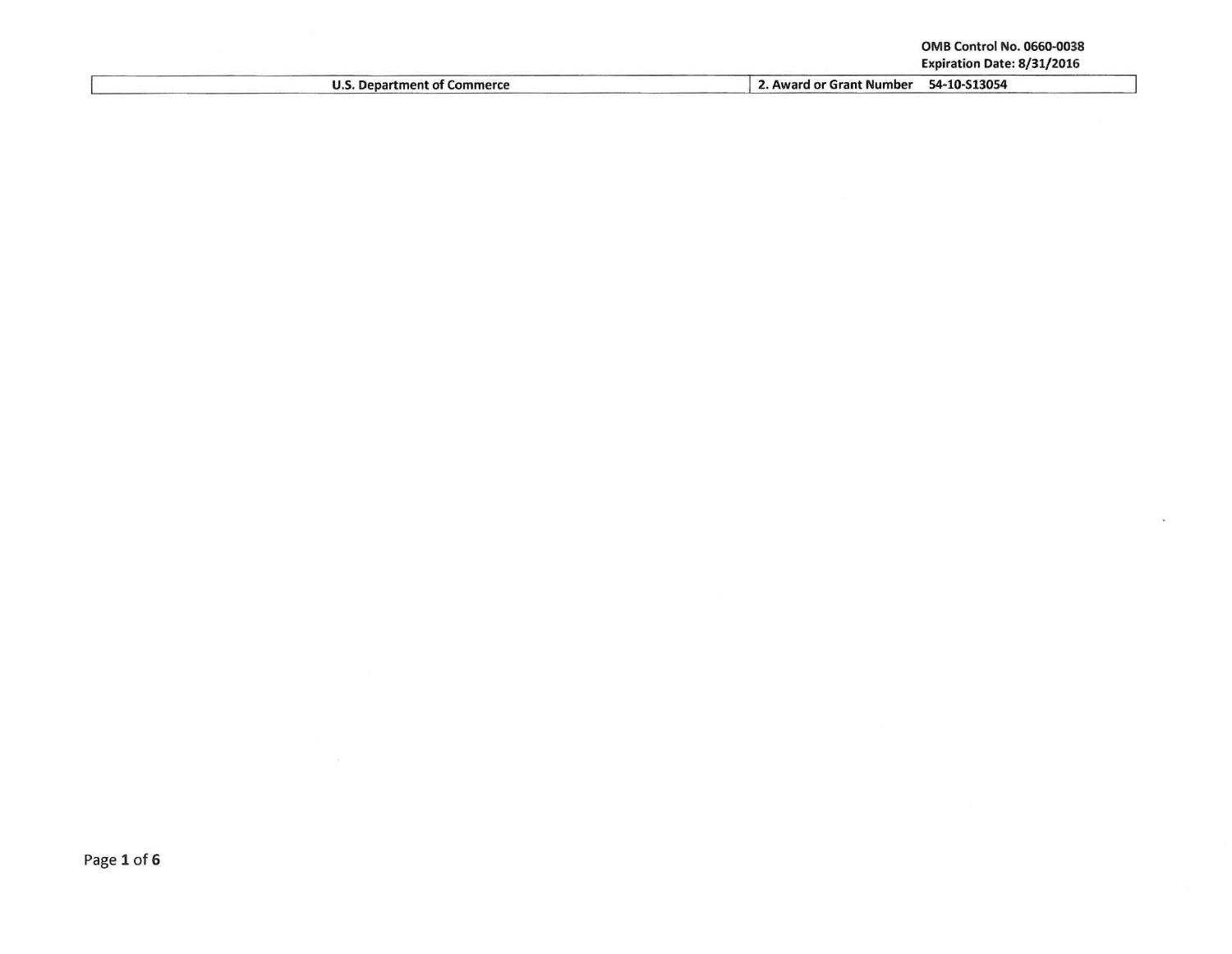OMB Control No. 0660-0038
Expiration Date: 8/31/2016

| U.S. Department of Commerce | 2. Award or Grant Number 54-10-S13054 |
| --- | --- |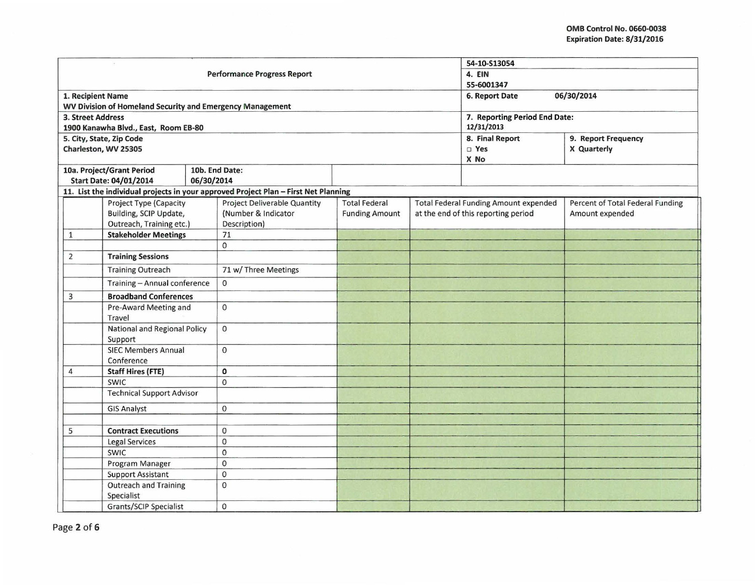OMB Control No. 0660-0038
Expiration Date: 8/31/2016

| Performance Progress Report | | | 54-10-S13054 4. EIN 55-6001347 | |
|---|---|---|---|---|
| **1. Recipient Name** WV Division of Homeland Security and Emergency Management | | | **6. Report Date** 06/30/2014 | |
| **3. Street Address** 1900 Kanawha Blvd., East, Room EB-80 | | | **7. Reporting Period End Date:** 12/31/2013 | |
| **5. City, State, Zip Code** Charleston, WV 25305 | | | **8. Final Report** □ Yes X No | **9. Report Frequency** X Quarterly |
| **10a. Project/Grant Period Start Date: 04/01/2014** | **10b. End Date: 06/30/2014** | | | |

**11. List the individual projects in your approved Project Plan – First Net Planning**

| | Project Type (Capacity Building, SCIP Update, Outreach, Training etc.) | Project Deliverable Quantity (Number & Indicator Description) | Total Federal Funding Amount | Total Federal Funding Amount expended at the end of this reporting period | Percent of Total Federal Funding Amount expended |
|---|---|---|---|---|---|
| 1 | **Stakeholder Meetings** | 71 | | | |
| | | 0 | | | |
| 2 | **Training Sessions** | | | | |
| | Training Outreach | 71 w/ Three Meetings | | | |
| | Training – Annual conference | 0 | | | |
| 3 | **Broadband Conferences** | | | | |
| | Pre-Award Meeting and Travel | 0 | | | |
| | National and Regional Policy Support | 0 | | | |
| | SIEC Members Annual Conference | 0 | | | |
| 4 | **Staff Hires (FTE)** | **0** | | | |
| | SWIC | 0 | | | |
| | Technical Support Advisor | | | | |
| | GIS Analyst | 0 | | | |
| | | | | | |
| 5 | **Contract Executions** | 0 | | | |
| | Legal Services | 0 | | | |
| | SWIC | 0 | | | |
| | Program Manager | 0 | | | |
| | Support Assistant | 0 | | | |
| | Outreach and Training Specialist | 0 | | | |
| | Grants/SCIP Specialist | 0 | | | |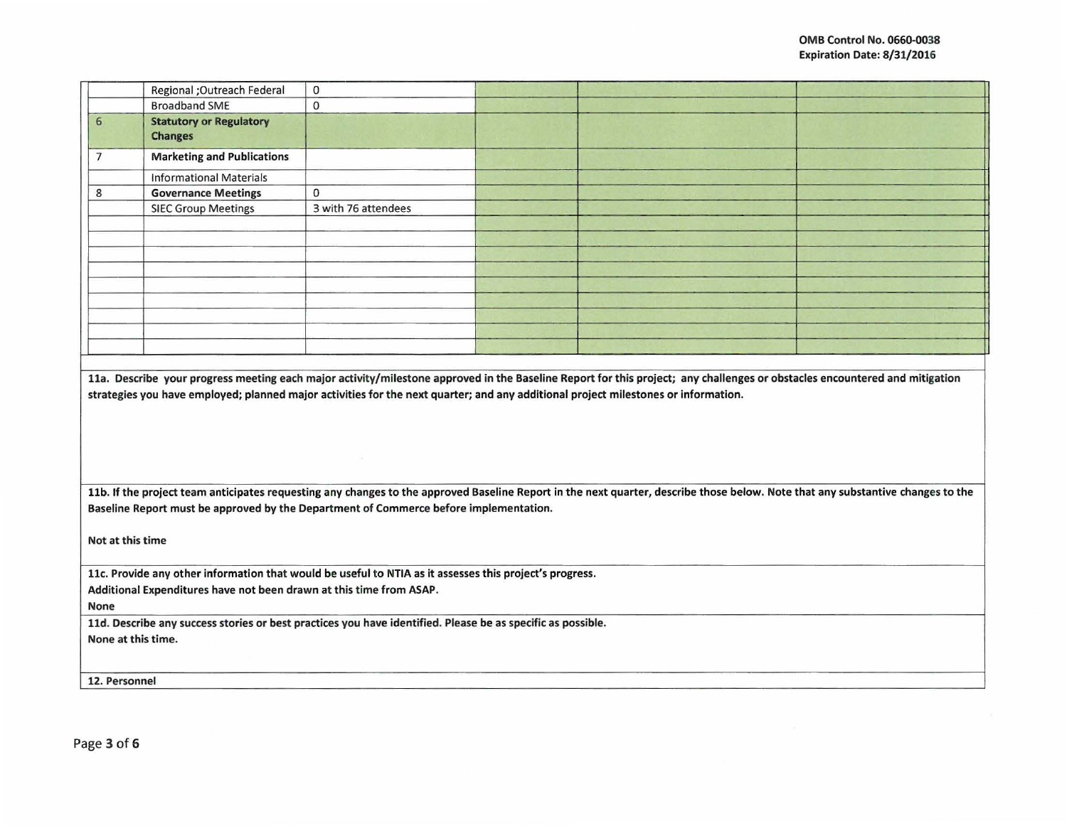| | | | | | |
|---|---|---|---|---|---|
| | Regional ;Outreach Federal | 0 | | | |
| | Broadband SME | 0 | | | |
| 6 | **Statutory or Regulatory Changes** | | | | |
| 7 | **Marketing and Publications** | | | | |
| | Informational Materials | | | | |
| 8 | **Governance Meetings** | 0 | | | |
| | SIEC Group Meetings | 3 with 76 attendees | | | |
| | | | | | |
| | | | | | |
| | | | | | |
| | | | | | |
| | | | | | |
| | | | | | |
| | | | | | |
| | | | | | |

**11a. Describe your progress meeting each major activity/milestone approved in the Baseline Report for this project; any challenges or obstacles encountered and mitigation strategies you have employed; planned major activities for the next quarter; and any additional project milestones or information.**

**11b. If the project team anticipates requesting any changes to the approved Baseline Report in the next quarter, describe those below. Note that any substantive changes to the Baseline Report must be approved by the Department of Commerce before implementation.**

**Not at this time**

**11c. Provide any other information that would be useful to NTIA as it assesses this project's progress.**

**Additional Expenditures have not been drawn at this time from ASAP.**

**None**

**11d. Describe any success stories or best practices you have identified. Please be as specific as possible.**

**None at this time.**

**12. Personnel**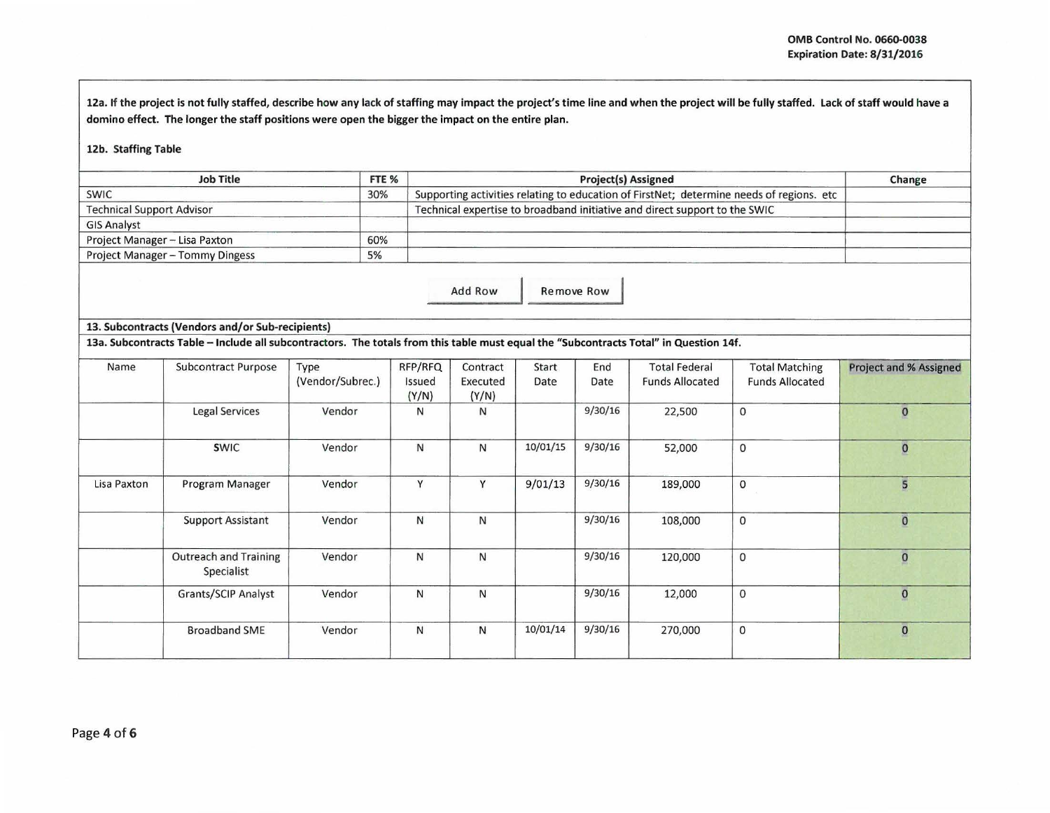12a. If the project is not fully staffed, describe how any lack of staffing may impact the project's time line and when the project will be fully staffed. **Lack of staff would have a domino effect. The longer the staff positions were open the bigger the impact on the entire plan.**

**12b. Staffing Table**

| Job Title | FTE % | Project(s) Assigned | Change |
|---|---|---|---|
| SWIC | 30% | Supporting activities relating to education of FirstNet; determine needs of regions. etc | |
| Technical Support Advisor | | Technical expertise to broadband initiative and direct support to the SWIC | |
| GIS Analyst | | | |
| Project Manager – Lisa Paxton | 60% | | |
| Project Manager – Tommy Dingess | 5% | | |

**13. Subcontracts (Vendors and/or Sub-recipients)**

**13a. Subcontracts Table – Include all subcontractors. The totals from this table must equal the "Subcontracts Total" in Question 14f.**

| Name | Subcontract Purpose | Type (Vendor/Subrec.) | RFP/RFQ Issued (Y/N) | Contract Executed (Y/N) | Start Date | End Date | Total Federal Funds Allocated | Total Matching Funds Allocated | Project and % Assigned |
|---|---|---|---|---|---|---|---|---|---|
| | Legal Services | Vendor | N | N | | 9/30/16 | 22,500 | 0 | 0 |
| | SWIC | Vendor | N | N | 10/01/15 | 9/30/16 | 52,000 | 0 | 0 |
| Lisa Paxton | Program Manager | Vendor | Y | Y | 9/01/13 | 9/30/16 | 189,000 | 0 | 5 |
| | Support Assistant | Vendor | N | N | | 9/30/16 | 108,000 | 0 | 0 |
| | Outreach and Training Specialist | Vendor | N | N | | 9/30/16 | 120,000 | 0 | 0 |
| | Grants/SCIP Analyst | Vendor | N | N | | 9/30/16 | 12,000 | 0 | 0 |
| | Broadband SME | Vendor | N | N | 10/01/14 | 9/30/16 | 270,000 | 0 | 0 |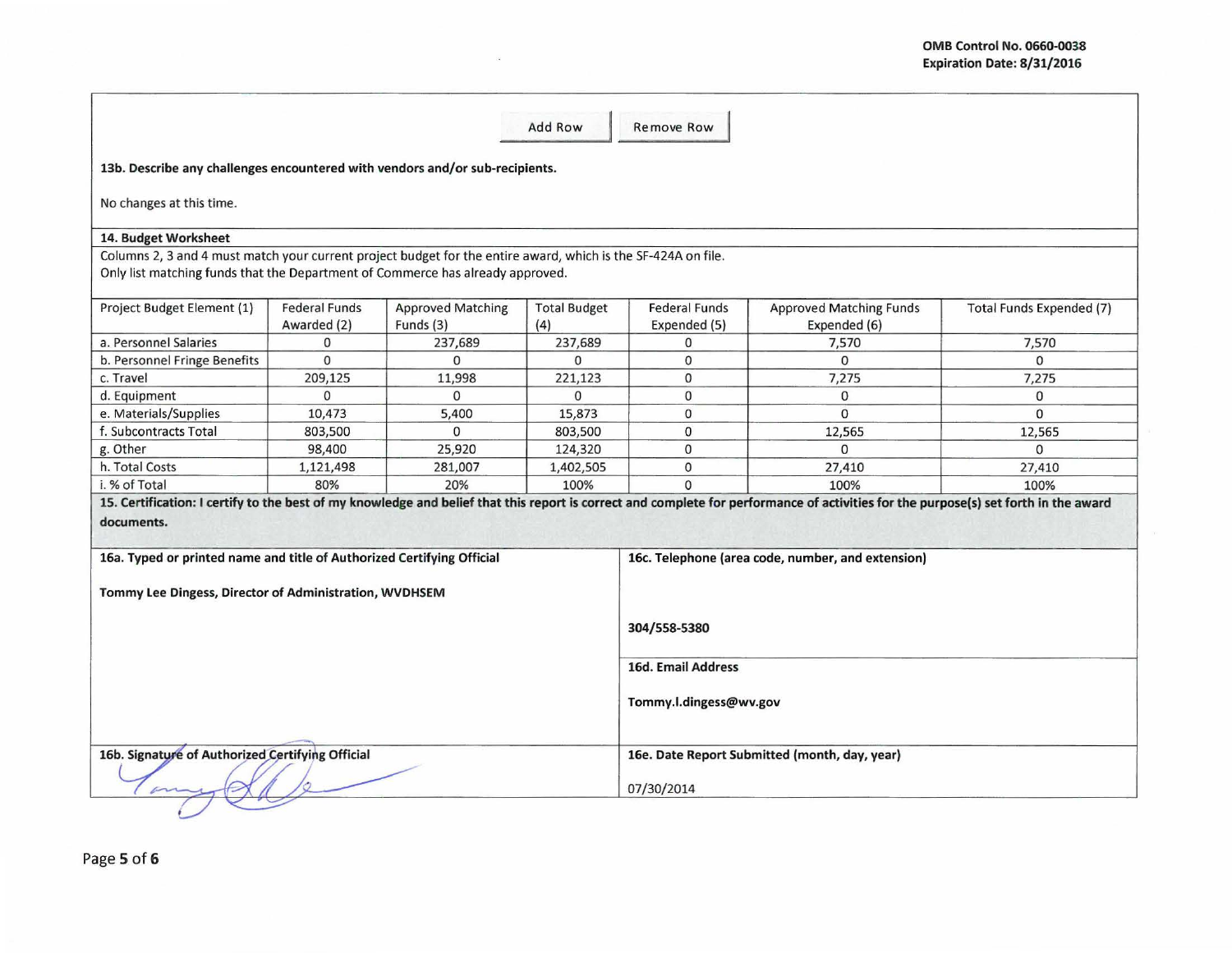**OMB Control No. 0660-0038**
**Expiration Date: 8/31/2016**

Add Row | Remove Row

**13b. Describe any challenges encountered with vendors and/or sub-recipients.**

No changes at this time.

**14. Budget Worksheet**

Columns 2, 3 and 4 must match your current project budget for the entire award, which is the SF-424A on file.
Only list matching funds that the Department of Commerce has already approved.

| Project Budget Element (1) | Federal Funds Awarded (2) | Approved Matching Funds (3) | Total Budget (4) | Federal Funds Expended (5) | Approved Matching Funds Expended (6) | Total Funds Expended (7) |
|---|---|---|---|---|---|---|
| a. Personnel Salaries | 0 | 237,689 | 237,689 | 0 | 7,570 | 7,570 |
| b. Personnel Fringe Benefits | 0 | 0 | 0 | 0 | 0 | 0 |
| c. Travel | 209,125 | 11,998 | 221,123 | 0 | 7,275 | 7,275 |
| d. Equipment | 0 | 0 | 0 | 0 | 0 | 0 |
| e. Materials/Supplies | 10,473 | 5,400 | 15,873 | 0 | 0 | 0 |
| f. Subcontracts Total | 803,500 | 0 | 803,500 | 0 | 12,565 | 12,565 |
| g. Other | 98,400 | 25,920 | 124,320 | 0 | 0 | 0 |
| h. Total Costs | 1,121,498 | 281,007 | 1,402,505 | 0 | 27,410 | 27,410 |
| i. % of Total | 80% | 20% | 100% | 0 | 100% | 100% |

**15. Certification: I certify to the best of my knowledge and belief that this report is correct and complete for performance of activities for the purpose(s) set forth in the award documents.**

**16a. Typed or printed name and title of Authorized Certifying Official**

**Tommy Lee Dingess, Director of Administration, WVDHSEM**

**16b. Signature of Authorized Certifying Official**

**16c. Telephone (area code, number, and extension)**

**304/558-5380**

**16d. Email Address**

**Tommy.l.dingess@wv.gov**

**16e. Date Report Submitted (month, day, year)**

07/30/2014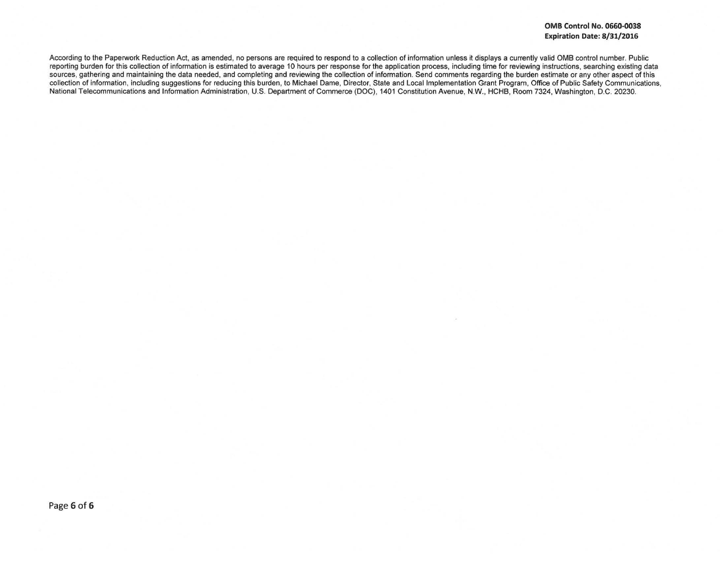**OMB Control No. 0660-0038**
**Expiration Date: 8/31/2016**

According to the Paperwork Reduction Act, as amended, no persons are required to respond to a collection of information unless it displays a currently valid OMB control number. Public reporting burden for this collection of information is estimated to average 10 hours per response for the application process, including time for reviewing instructions, searching existing data sources, gathering and maintaining the data needed, and completing and reviewing the collection of information. Send comments regarding the burden estimate or any other aspect of this collection of information, including suggestions for reducing this burden, to Michael Dame, Director, State and Local Implementation Grant Program, Office of Public Safety Communications, National Telecommunications and Information Administration, U.S. Department of Commerce (DOC), 1401 Constitution Avenue, N.W., HCHB, Room 7324, Washington, D.C. 20230.